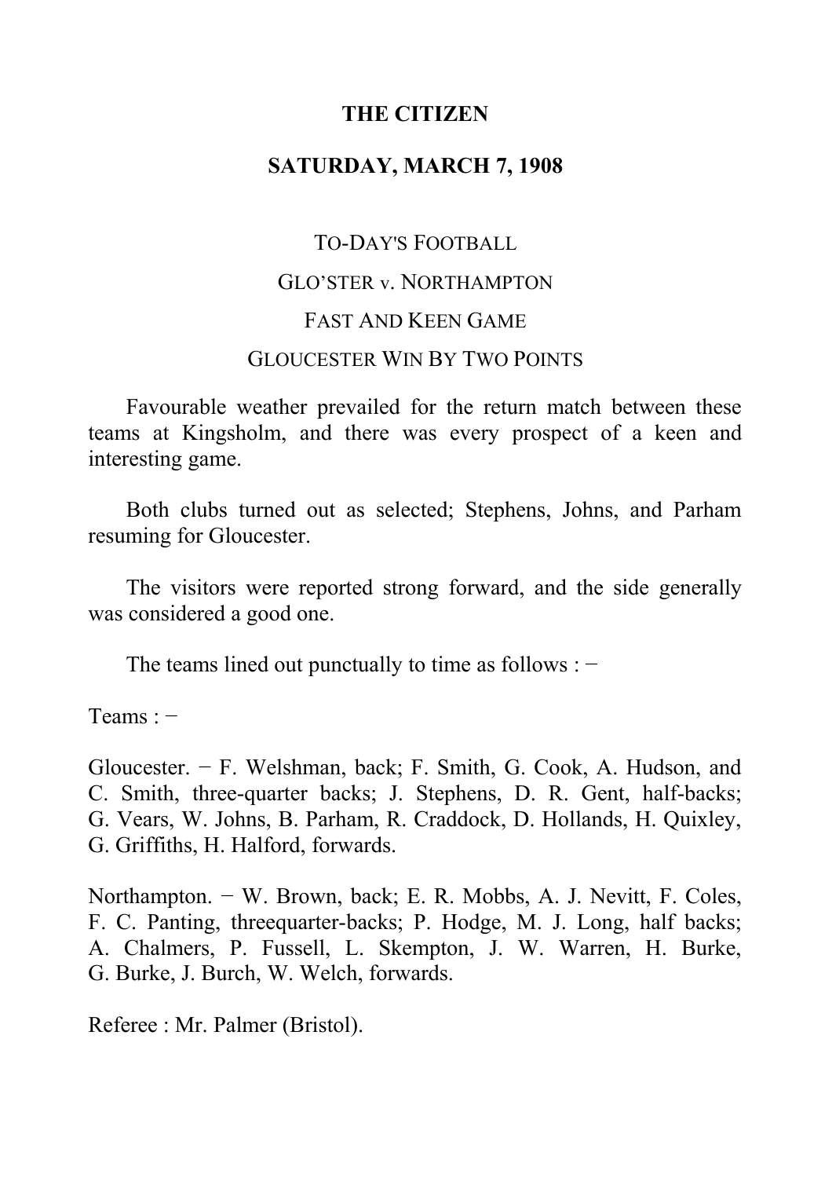**THE CITIZEN**

**SATURDAY, MARCH 7, 1908**

TO-DAY'S FOOTBALL

GLO'STER v. NORTHAMPTON

FAST AND KEEN GAME

GLOUCESTER WIN BY TWO POINTS

Favourable weather prevailed for the return match between these teams at Kingsholm, and there was every prospect of a keen and interesting game.

Both clubs turned out as selected; Stephens, Johns, and Parham resuming for Gloucester.

The visitors were reported strong forward, and the side generally was considered a good one.

The teams lined out punctually to time as follows : −

Teams : −

Gloucester. − F. Welshman, back; F. Smith, G. Cook, A. Hudson, and C. Smith, three-quarter backs; J. Stephens, D. R. Gent, half-backs; G. Vears, W. Johns, B. Parham, R. Craddock, D. Hollands, H. Quixley, G. Griffiths, H. Halford, forwards.

Northampton. − W. Brown, back; E. R. Mobbs, A. J. Nevitt, F. Coles, F. C. Panting, threequarter-backs; P. Hodge, M. J. Long, half backs; A. Chalmers, P. Fussell, L. Skempton, J. W. Warren, H. Burke, G. Burke, J. Burch, W. Welch, forwards.

Referee : Mr. Palmer (Bristol).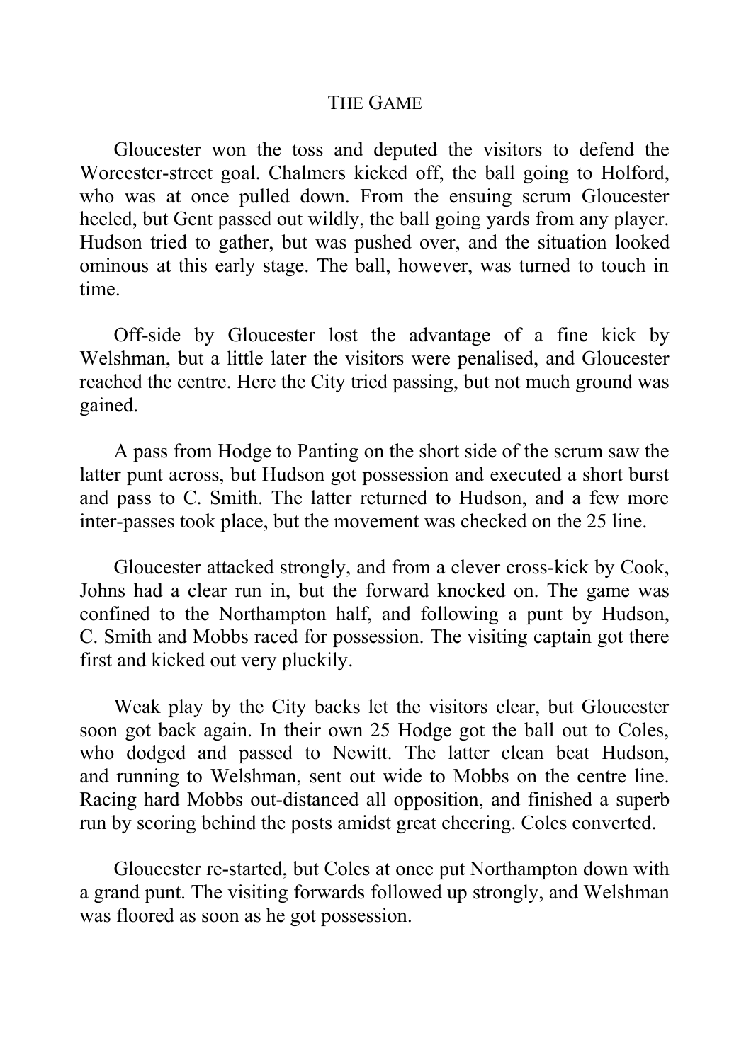## THE GAME

Gloucester won the toss and deputed the visitors to defend the Worcester-street goal. Chalmers kicked off, the ball going to Holford, who was at once pulled down. From the ensuing scrum Gloucester heeled, but Gent passed out wildly, the ball going yards from any player. Hudson tried to gather, but was pushed over, and the situation looked ominous at this early stage. The ball, however, was turned to touch in time.

Off-side by Gloucester lost the advantage of a fine kick by Welshman, but a little later the visitors were penalised, and Gloucester reached the centre. Here the City tried passing, but not much ground was gained.

A pass from Hodge to Panting on the short side of the scrum saw the latter punt across, but Hudson got possession and executed a short burst and pass to C. Smith. The latter returned to Hudson, and a few more inter-passes took place, but the movement was checked on the 25 line.

Gloucester attacked strongly, and from a clever cross-kick by Cook, Johns had a clear run in, but the forward knocked on. The game was confined to the Northampton half, and following a punt by Hudson, C. Smith and Mobbs raced for possession. The visiting captain got there first and kicked out very pluckily.

Weak play by the City backs let the visitors clear, but Gloucester soon got back again. In their own 25 Hodge got the ball out to Coles, who dodged and passed to Newitt. The latter clean beat Hudson, and running to Welshman, sent out wide to Mobbs on the centre line. Racing hard Mobbs out-distanced all opposition, and finished a superb run by scoring behind the posts amidst great cheering. Coles converted.

Gloucester re-started, but Coles at once put Northampton down with a grand punt. The visiting forwards followed up strongly, and Welshman was floored as soon as he got possession.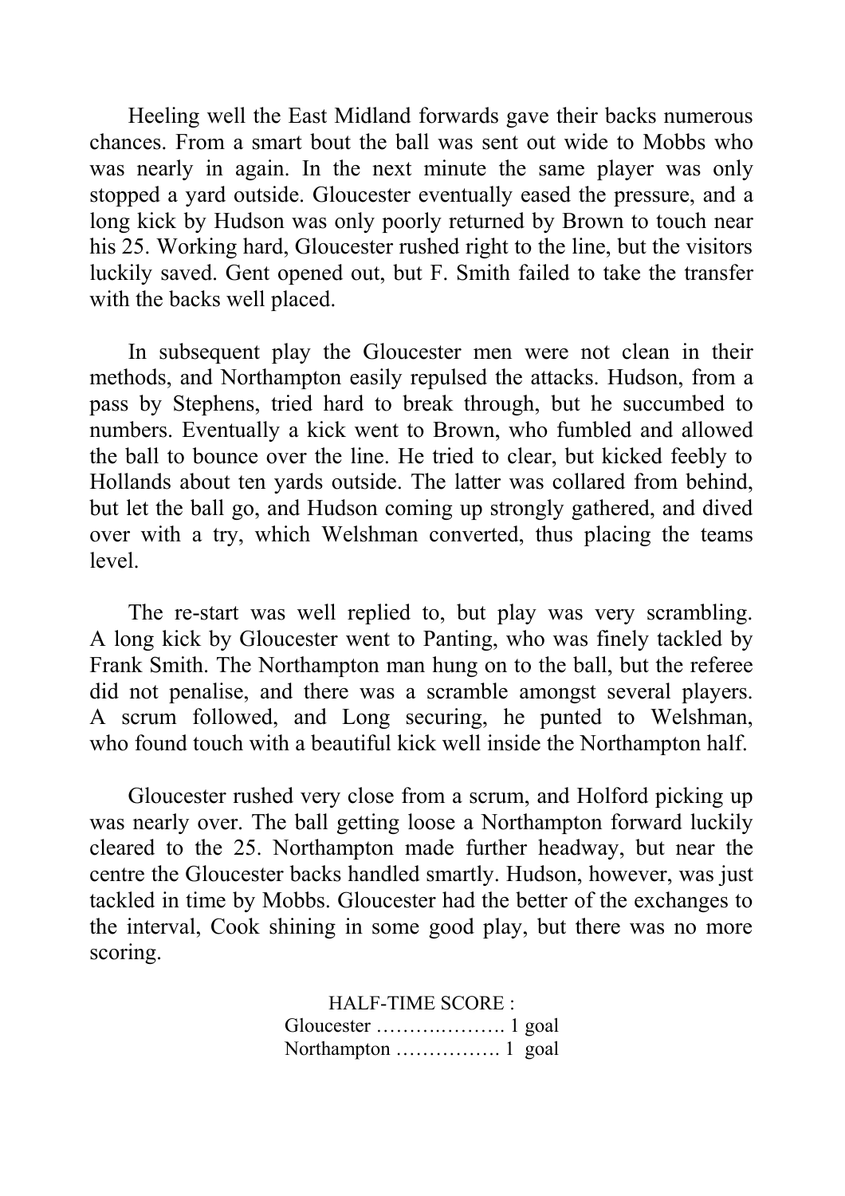Heeling well the East Midland forwards gave their backs numerous chances. From a smart bout the ball was sent out wide to Mobbs who was nearly in again. In the next minute the same player was only stopped a yard outside. Gloucester eventually eased the pressure, and a long kick by Hudson was only poorly returned by Brown to touch near his 25. Working hard, Gloucester rushed right to the line, but the visitors luckily saved. Gent opened out, but F. Smith failed to take the transfer with the backs well placed.

In subsequent play the Gloucester men were not clean in their methods, and Northampton easily repulsed the attacks. Hudson, from a pass by Stephens, tried hard to break through, but he succumbed to numbers. Eventually a kick went to Brown, who fumbled and allowed the ball to bounce over the line. He tried to clear, but kicked feebly to Hollands about ten yards outside. The latter was collared from behind, but let the ball go, and Hudson coming up strongly gathered, and dived over with a try, which Welshman converted, thus placing the teams level.

The re-start was well replied to, but play was very scrambling. A long kick by Gloucester went to Panting, who was finely tackled by Frank Smith. The Northampton man hung on to the ball, but the referee did not penalise, and there was a scramble amongst several players. A scrum followed, and Long securing, he punted to Welshman, who found touch with a beautiful kick well inside the Northampton half.

Gloucester rushed very close from a scrum, and Holford picking up was nearly over. The ball getting loose a Northampton forward luckily cleared to the 25. Northampton made further headway, but near the centre the Gloucester backs handled smartly. Hudson, however, was just tackled in time by Mobbs. Gloucester had the better of the exchanges to the interval, Cook shining in some good play, but there was no more scoring.

HALF-TIME SCORE :
Gloucester ………..……. 1 goal
Northampton ……………. 1 goal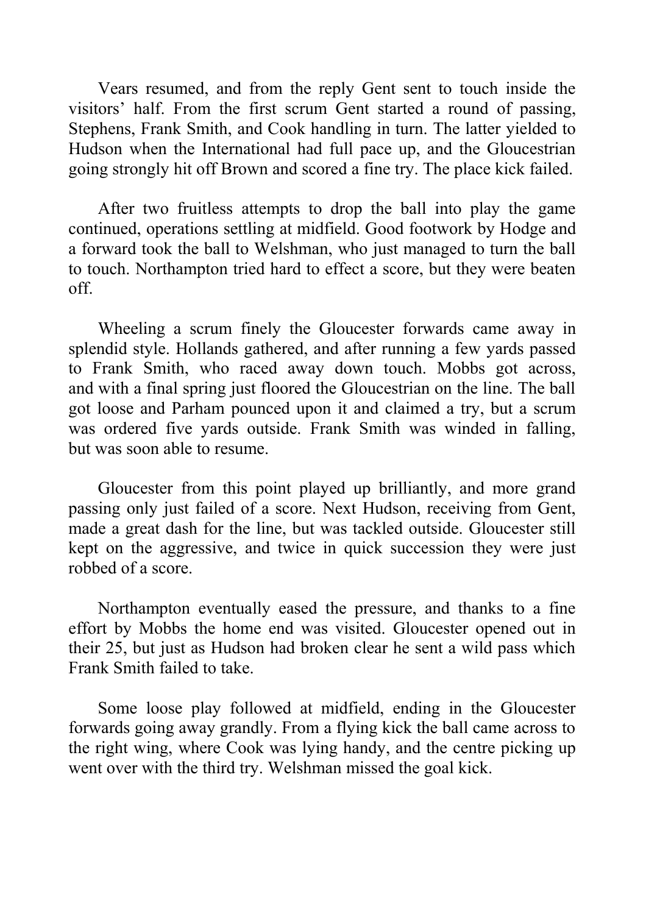Vears resumed, and from the reply Gent sent to touch inside the visitors' half. From the first scrum Gent started a round of passing, Stephens, Frank Smith, and Cook handling in turn. The latter yielded to Hudson when the International had full pace up, and the Gloucestrian going strongly hit off Brown and scored a fine try. The place kick failed.

After two fruitless attempts to drop the ball into play the game continued, operations settling at midfield. Good footwork by Hodge and a forward took the ball to Welshman, who just managed to turn the ball to touch. Northampton tried hard to effect a score, but they were beaten off.

Wheeling a scrum finely the Gloucester forwards came away in splendid style. Hollands gathered, and after running a few yards passed to Frank Smith, who raced away down touch. Mobbs got across, and with a final spring just floored the Gloucestrian on the line. The ball got loose and Parham pounced upon it and claimed a try, but a scrum was ordered five yards outside. Frank Smith was winded in falling, but was soon able to resume.

Gloucester from this point played up brilliantly, and more grand passing only just failed of a score. Next Hudson, receiving from Gent, made a great dash for the line, but was tackled outside. Gloucester still kept on the aggressive, and twice in quick succession they were just robbed of a score.

Northampton eventually eased the pressure, and thanks to a fine effort by Mobbs the home end was visited. Gloucester opened out in their 25, but just as Hudson had broken clear he sent a wild pass which Frank Smith failed to take.

Some loose play followed at midfield, ending in the Gloucester forwards going away grandly. From a flying kick the ball came across to the right wing, where Cook was lying handy, and the centre picking up went over with the third try. Welshman missed the goal kick.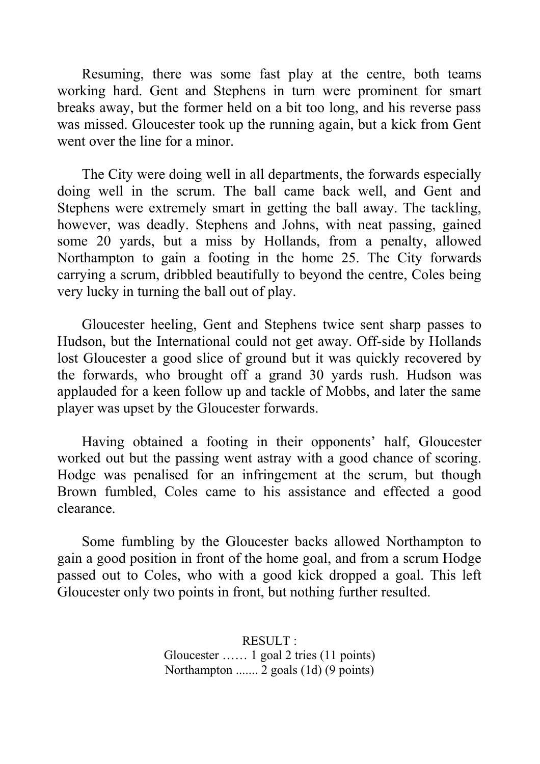Resuming, there was some fast play at the centre, both teams working hard. Gent and Stephens in turn were prominent for smart breaks away, but the former held on a bit too long, and his reverse pass was missed. Gloucester took up the running again, but a kick from Gent went over the line for a minor.

The City were doing well in all departments, the forwards especially doing well in the scrum. The ball came back well, and Gent and Stephens were extremely smart in getting the ball away. The tackling, however, was deadly. Stephens and Johns, with neat passing, gained some 20 yards, but a miss by Hollands, from a penalty, allowed Northampton to gain a footing in the home 25. The City forwards carrying a scrum, dribbled beautifully to beyond the centre, Coles being very lucky in turning the ball out of play.

Gloucester heeling, Gent and Stephens twice sent sharp passes to Hudson, but the International could not get away. Off-side by Hollands lost Gloucester a good slice of ground but it was quickly recovered by the forwards, who brought off a grand 30 yards rush. Hudson was applauded for a keen follow up and tackle of Mobbs, and later the same player was upset by the Gloucester forwards.

Having obtained a footing in their opponents' half, Gloucester worked out but the passing went astray with a good chance of scoring. Hodge was penalised for an infringement at the scrum, but though Brown fumbled, Coles came to his assistance and effected a good clearance.

Some fumbling by the Gloucester backs allowed Northampton to gain a good position in front of the home goal, and from a scrum Hodge passed out to Coles, who with a good kick dropped a goal. This left Gloucester only two points in front, but nothing further resulted.

RESULT :
Gloucester …… 1 goal 2 tries (11 points)
Northampton ....... 2 goals (1d) (9 points)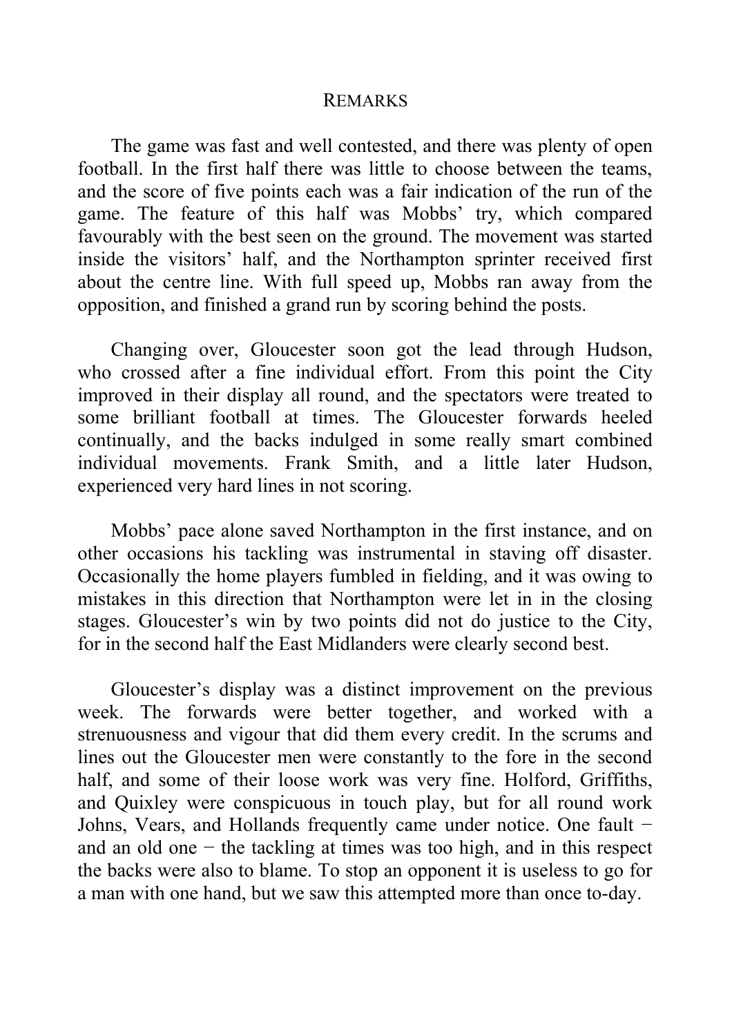## REMARKS

The game was fast and well contested, and there was plenty of open football. In the first half there was little to choose between the teams, and the score of five points each was a fair indication of the run of the game. The feature of this half was Mobbs' try, which compared favourably with the best seen on the ground. The movement was started inside the visitors' half, and the Northampton sprinter received first about the centre line. With full speed up, Mobbs ran away from the opposition, and finished a grand run by scoring behind the posts.

Changing over, Gloucester soon got the lead through Hudson, who crossed after a fine individual effort. From this point the City improved in their display all round, and the spectators were treated to some brilliant football at times. The Gloucester forwards heeled continually, and the backs indulged in some really smart combined individual movements. Frank Smith, and a little later Hudson, experienced very hard lines in not scoring.

Mobbs' pace alone saved Northampton in the first instance, and on other occasions his tackling was instrumental in staving off disaster. Occasionally the home players fumbled in fielding, and it was owing to mistakes in this direction that Northampton were let in in the closing stages. Gloucester's win by two points did not do justice to the City, for in the second half the East Midlanders were clearly second best.

Gloucester's display was a distinct improvement on the previous week. The forwards were better together, and worked with a strenuousness and vigour that did them every credit. In the scrums and lines out the Gloucester men were constantly to the fore in the second half, and some of their loose work was very fine. Holford, Griffiths, and Quixley were conspicuous in touch play, but for all round work Johns, Vears, and Hollands frequently came under notice. One fault − and an old one − the tackling at times was too high, and in this respect the backs were also to blame. To stop an opponent it is useless to go for a man with one hand, but we saw this attempted more than once to-day.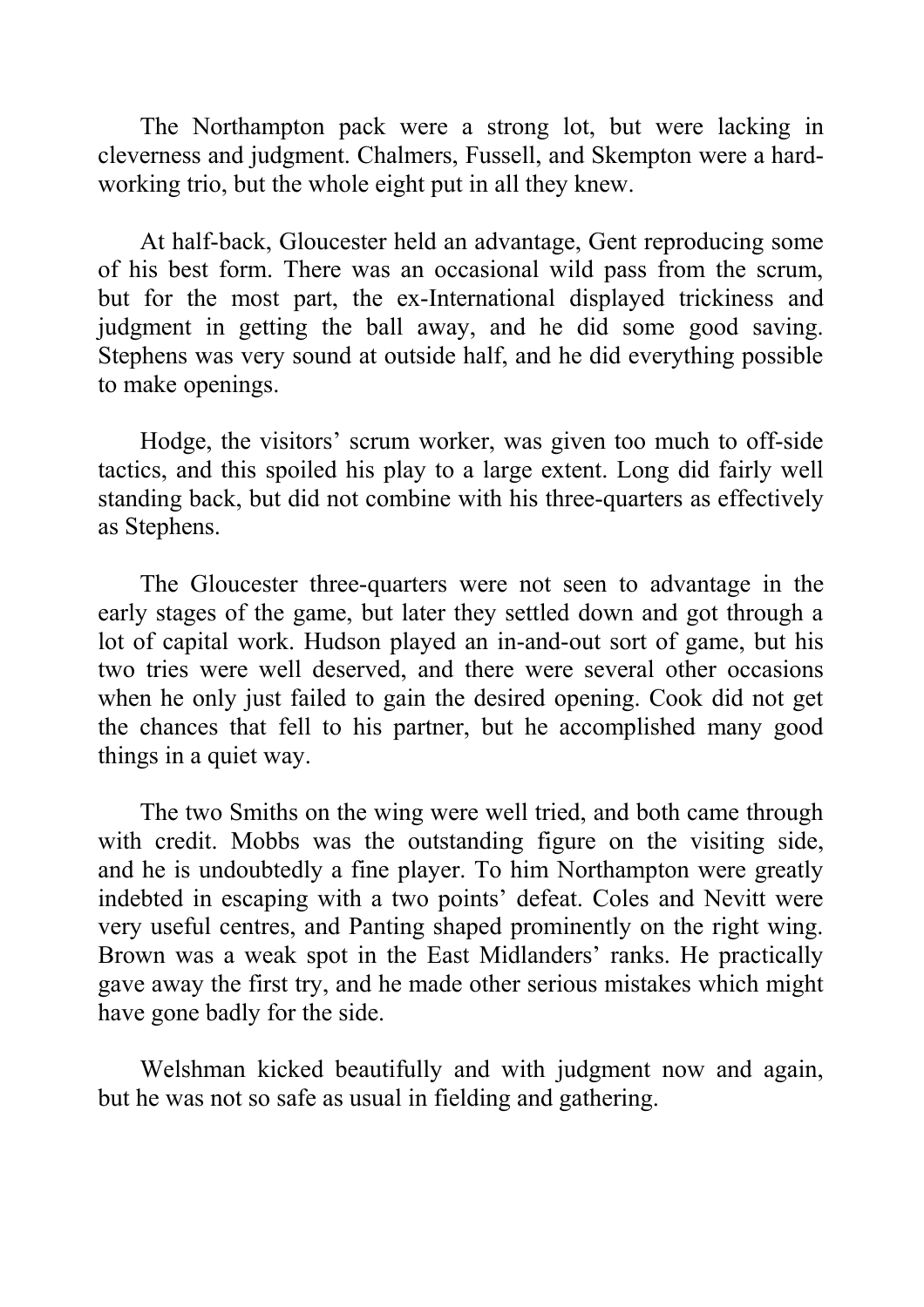The Northampton pack were a strong lot, but were lacking in cleverness and judgment. Chalmers, Fussell, and Skempton were a hard-working trio, but the whole eight put in all they knew.

At half-back, Gloucester held an advantage, Gent reproducing some of his best form. There was an occasional wild pass from the scrum, but for the most part, the ex-International displayed trickiness and judgment in getting the ball away, and he did some good saving. Stephens was very sound at outside half, and he did everything possible to make openings.

Hodge, the visitors' scrum worker, was given too much to off-side tactics, and this spoiled his play to a large extent. Long did fairly well standing back, but did not combine with his three-quarters as effectively as Stephens.

The Gloucester three-quarters were not seen to advantage in the early stages of the game, but later they settled down and got through a lot of capital work. Hudson played an in-and-out sort of game, but his two tries were well deserved, and there were several other occasions when he only just failed to gain the desired opening. Cook did not get the chances that fell to his partner, but he accomplished many good things in a quiet way.

The two Smiths on the wing were well tried, and both came through with credit. Mobbs was the outstanding figure on the visiting side, and he is undoubtedly a fine player. To him Northampton were greatly indebted in escaping with a two points' defeat. Coles and Nevitt were very useful centres, and Panting shaped prominently on the right wing. Brown was a weak spot in the East Midlanders' ranks. He practically gave away the first try, and he made other serious mistakes which might have gone badly for the side.

Welshman kicked beautifully and with judgment now and again, but he was not so safe as usual in fielding and gathering.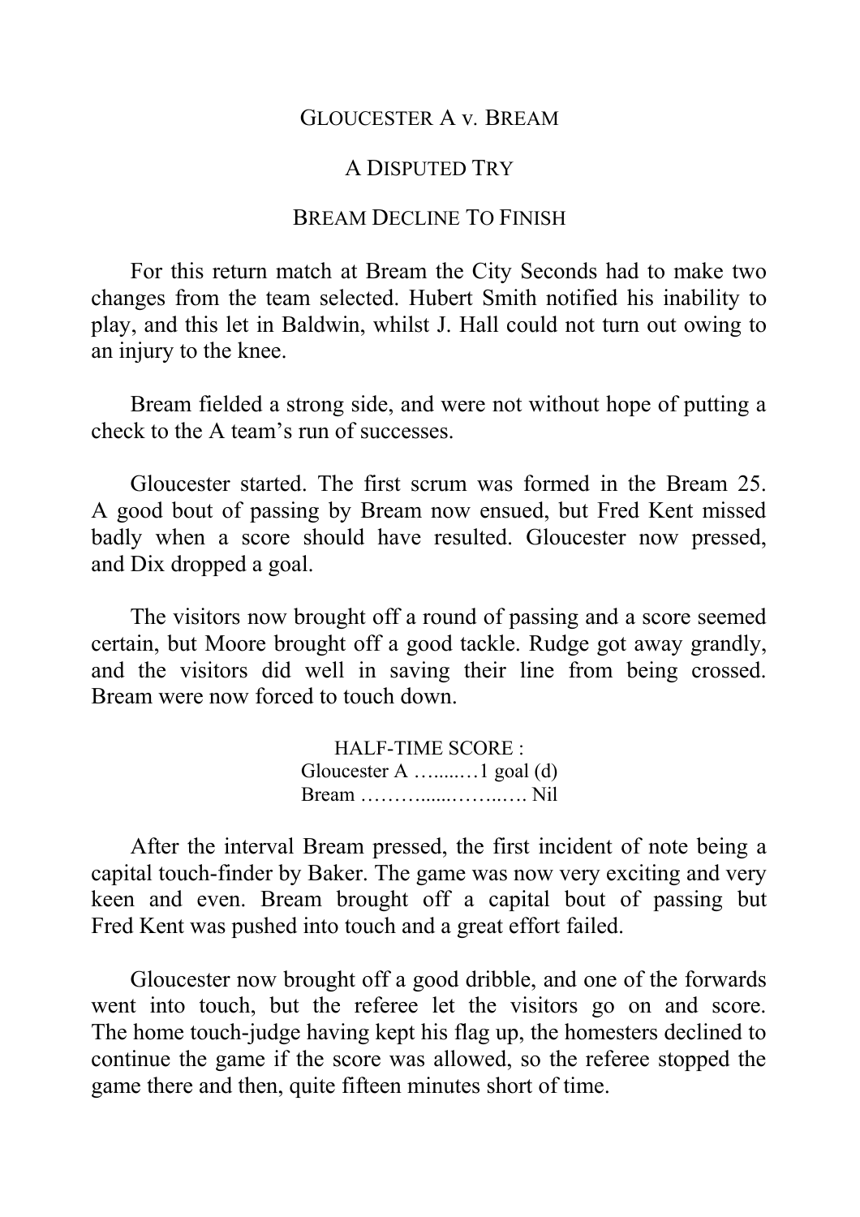## GLOUCESTER A v. BREAM

### A DISPUTED TRY

### BREAM DECLINE TO FINISH

For this return match at Bream the City Seconds had to make two changes from the team selected. Hubert Smith notified his inability to play, and this let in Baldwin, whilst J. Hall could not turn out owing to an injury to the knee.

Bream fielded a strong side, and were not without hope of putting a check to the A team's run of successes.

Gloucester started. The first scrum was formed in the Bream 25. A good bout of passing by Bream now ensued, but Fred Kent missed badly when a score should have resulted. Gloucester now pressed, and Dix dropped a goal.

The visitors now brought off a round of passing and a score seemed certain, but Moore brought off a good tackle. Rudge got away grandly, and the visitors did well in saving their line from being crossed. Bream were now forced to touch down.

HALF-TIME SCORE :
Gloucester A …......…1 goal (d)
Bream ………......……..…. Nil

After the interval Bream pressed, the first incident of note being a capital touch-finder by Baker. The game was now very exciting and very keen and even. Bream brought off a capital bout of passing but Fred Kent was pushed into touch and a great effort failed.

Gloucester now brought off a good dribble, and one of the forwards went into touch, but the referee let the visitors go on and score. The home touch-judge having kept his flag up, the homesters declined to continue the game if the score was allowed, so the referee stopped the game there and then, quite fifteen minutes short of time.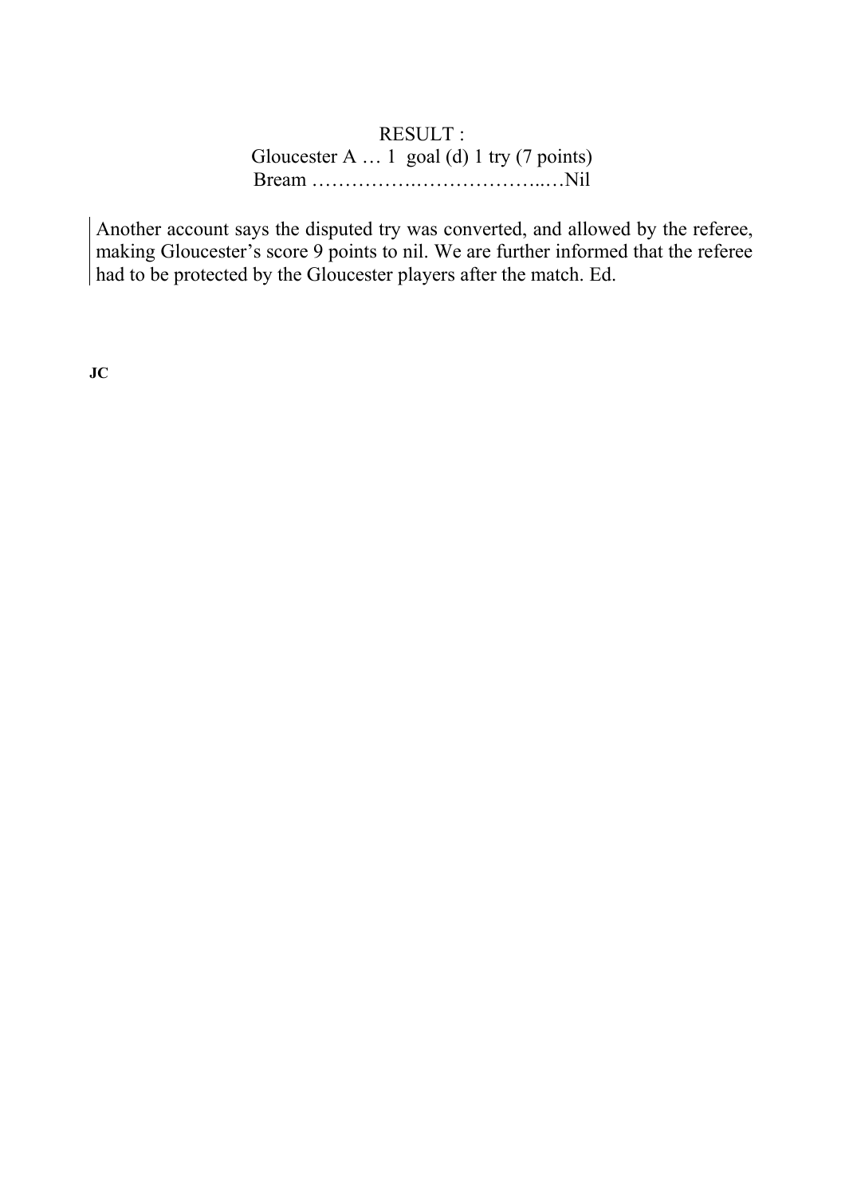RESULT :

Gloucester A … 1 goal (d) 1 try (7 points)

Bream ……………..………………..…Nil

Another account says the disputed try was converted, and allowed by the referee, making Gloucester's score 9 points to nil. We are further informed that the referee had to be protected by the Gloucester players after the match. Ed.

**JC**